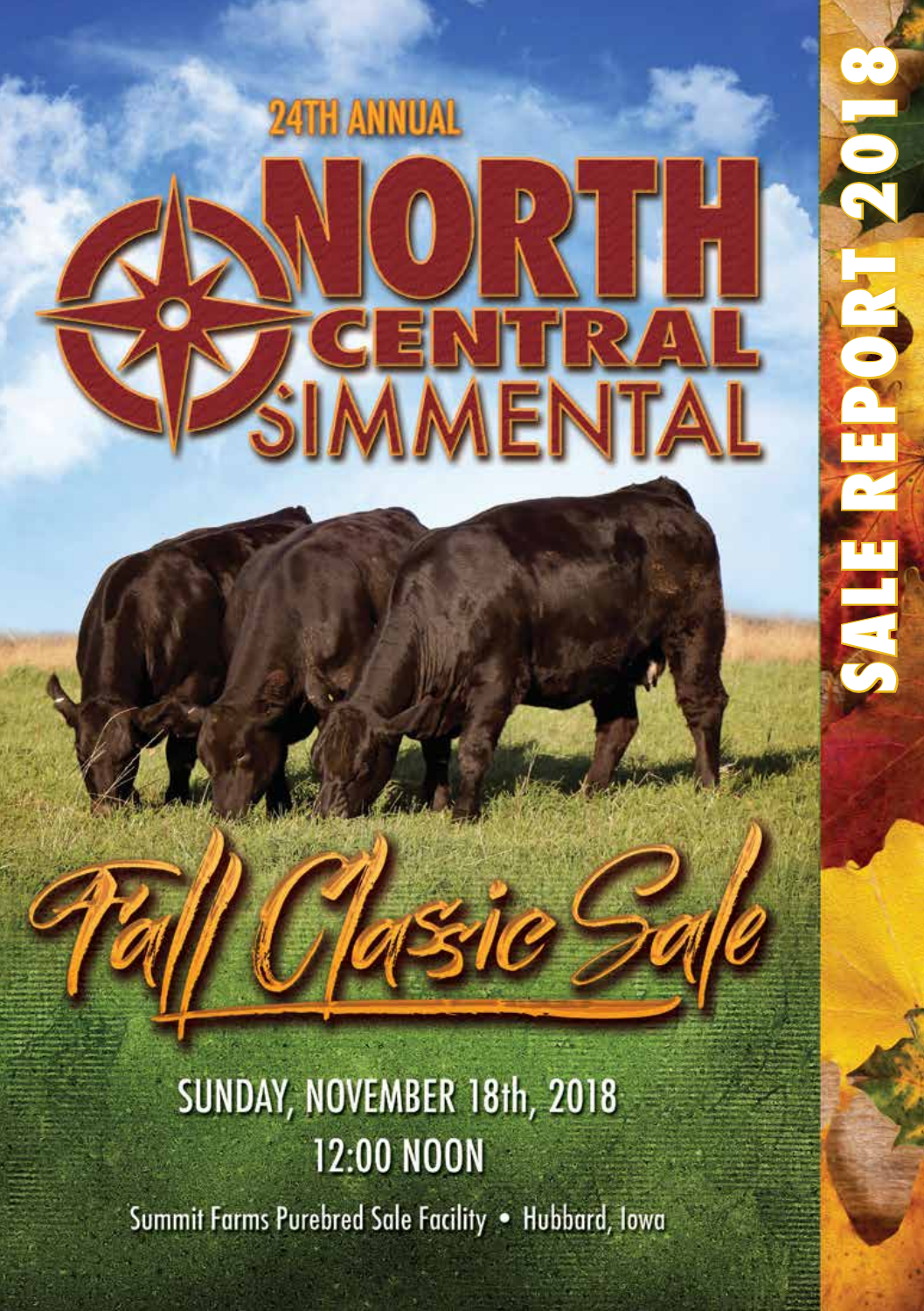24TH ANNUAL

# NORTH CENTRAL SIMMENTAL

## Fall Classic Sale

SUNDAY, NOVEMBER 18th, 2018
12:00 NOON

Summit Farms Purebred Sale Facility • Hubbard, Iowa

SALE REPORT 2018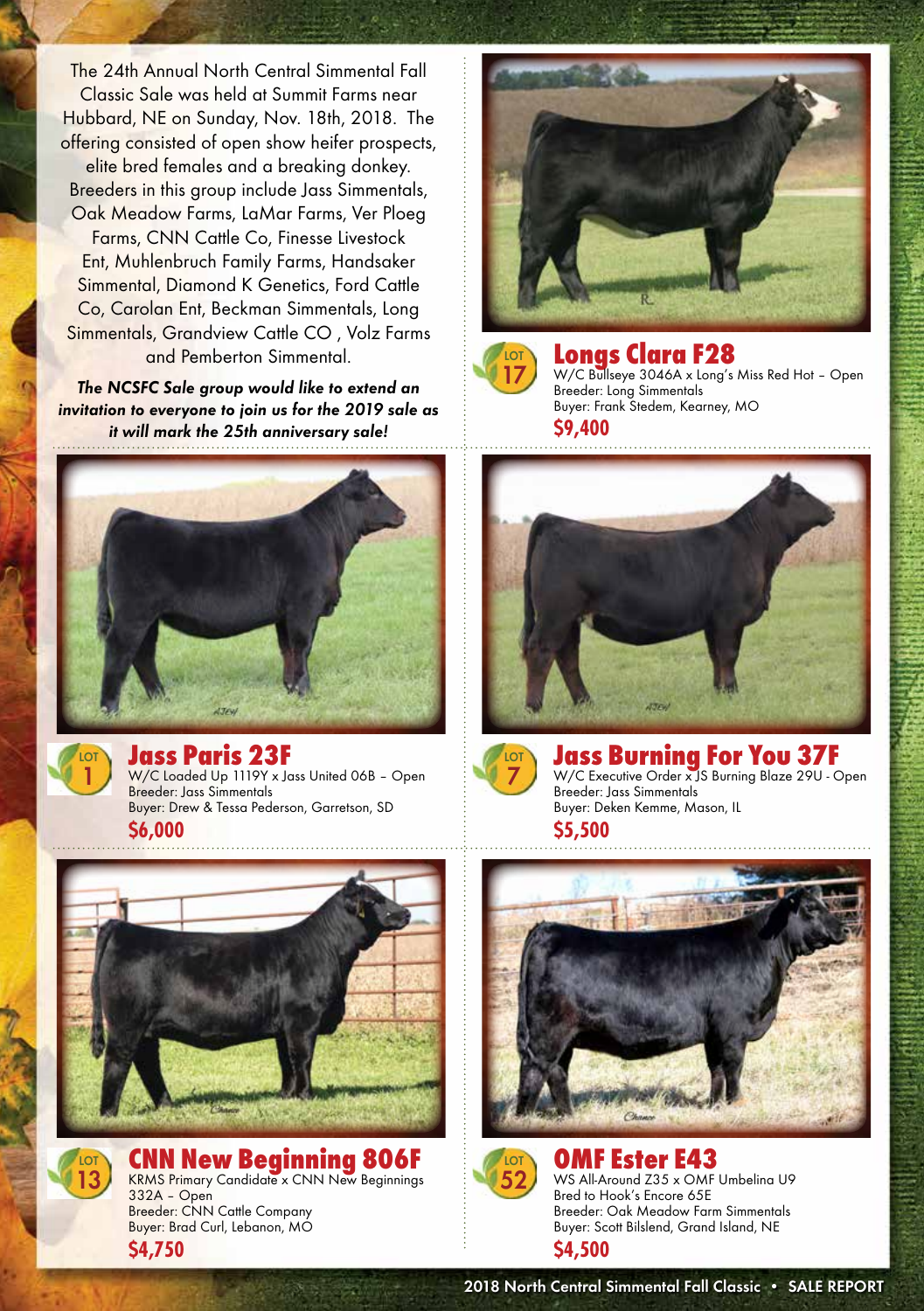The 24th Annual North Central Simmental Fall Classic Sale was held at Summit Farms near Hubbard, NE on Sunday, Nov. 18th, 2018. The offering consisted of open show heifer prospects, elite bred females and a breaking donkey. Breeders in this group include Jass Simmentals, Oak Meadow Farms, LaMar Farms, Ver Ploeg Farms, CNN Cattle Co, Finesse Livestock Ent, Muhlenbruch Family Farms, Handsaker Simmental, Diamond K Genetics, Ford Cattle Co, Carolan Ent, Beckman Simmentals, Long Simmentals, Grandview Cattle CO , Volz Farms and Pemberton Simmental.

***The NCSFC Sale group would like to extend an invitation to everyone to join us for the 2019 sale as it will mark the 25th anniversary sale!***

LOT 17

## Longs Clara F28

W/C Bullseye 3046A x Long's Miss Red Hot – Open
Breeder: Long Simmentals
Buyer: Frank Stedem, Kearney, MO

**$9,400**

LOT 1

## Jass Paris 23F

W/C Loaded Up 1119Y x Jass United 06B – Open
Breeder: Jass Simmentals
Buyer: Drew & Tessa Pederson, Garretson, SD

**$6,000**

LOT 7

## Jass Burning For You 37F

W/C Executive Order x JS Burning Blaze 29U - Open
Breeder: Jass Simmentals
Buyer: Deken Kemme, Mason, IL

**$5,500**

LOT 13

## CNN New Beginning 806F

KRMS Primary Candidate x CNN New Beginnings 332A – Open
Breeder: CNN Cattle Company
Buyer: Brad Curl, Lebanon, MO

**$4,750**

LOT 52

## OMF Ester E43

WS All-Around Z35 x OMF Umbelina U9
Bred to Hook's Encore 65E
Breeder: Oak Meadow Farm Simmentals
Buyer: Scott Bilslend, Grand Island, NE

**$4,500**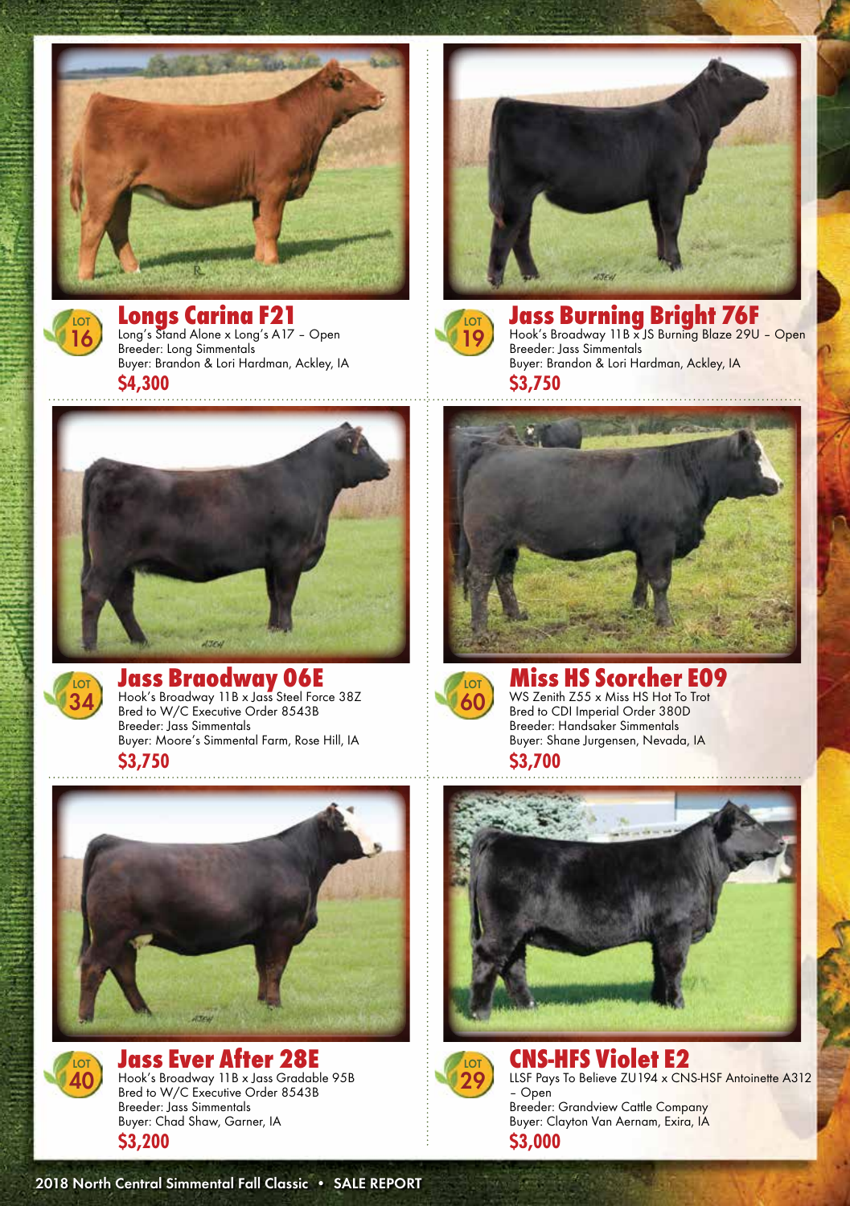### Longs Carina F21

LOT 16

Long's Stand Alone x Long's A17 – Open
Breeder: Long Simmentals
Buyer: Brandon & Lori Hardman, Ackley, IA

**$4,300**

### Jass Burning Bright 76F

LOT 19

Hook's Broadway 11B x JS Burning Blaze 29U – Open
Breeder: Jass Simmentals
Buyer: Brandon & Lori Hardman, Ackley, IA

**$3,750**

### Jass Braodway 06E

LOT 34

Hook's Broadway 11B x Jass Steel Force 38Z
Bred to W/C Executive Order 8543B
Breeder: Jass Simmentals
Buyer: Moore's Simmental Farm, Rose Hill, IA

**$3,750**

### Miss HS Scorcher E09

LOT 60

WS Zenith Z55 x Miss HS Hot To Trot
Bred to CDI Imperial Order 380D
Breeder: Handsaker Simmentals
Buyer: Shane Jurgensen, Nevada, IA

**$3,700**

### Jass Ever After 28E

LOT 40

Hook's Broadway 11B x Jass Gradable 95B
Bred to W/C Executive Order 8543B
Breeder: Jass Simmentals
Buyer: Chad Shaw, Garner, IA

**$3,200**

### CNS-HFS Violet E2

LOT 29

LLSF Pays To Believe ZU194 x CNS-HSF Antoinette A312 – Open
Breeder: Grandview Cattle Company
Buyer: Clayton Van Aernam, Exira, IA

**$3,000**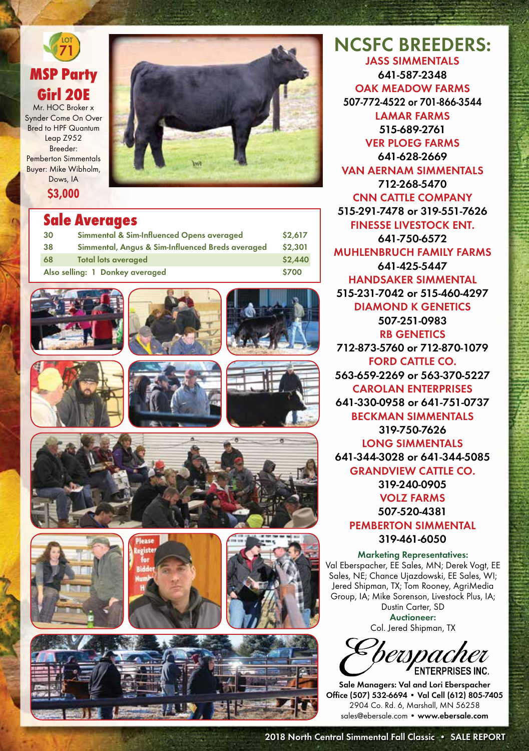LOT 71

## MSP Party Girl 20E

Mr. HOC Broker x Synder Come On Over
Bred to HPF Quantum Leap Z952
Breeder: Pemberton Simmentals
Buyer: Mike Wibholm, Dows, IA

**$3,000**

## Sale Averages

| | | |
|---|---|---|
| 30 | Simmental & Sim-Influenced Opens averaged | $2,617 |
| 38 | Simmental, Angus & Sim-Influenced Breds averaged | $2,301 |
| 68 | Total lots averaged | $2,440 |
| Also selling: 1 | Donkey averaged | $700 |

# NCSFC BREEDERS:

**JASS SIMMENTALS**
641-587-2348

**OAK MEADOW FARMS**
507-772-4522 or 701-866-3544

**LAMAR FARMS**
515-689-2761

**VER PLOEG FARMS**
641-628-2669

**VAN AERNAM SIMMENTALS**
712-268-5470

**CNN CATTLE COMPANY**
515-291-7478 or 319-551-7626

**FINESSE LIVESTOCK ENT.**
641-750-6572

**MUHLENBRUCH FAMILY FARMS**
641-425-5447

**HANDSAKER SIMMENTAL**
515-231-7042 or 515-460-4297

**DIAMOND K GENETICS**
507-251-0983

**RB GENETICS**
712-873-5760 or 712-870-1079

**FORD CATTLE CO.**
563-659-2269 or 563-370-5227

**CAROLAN ENTERPRISES**
641-330-0958 or 641-751-0737

**BECKMAN SIMMENTALS**
319-750-7626

**LONG SIMMENTALS**
641-344-3028 or 641-344-5085

**GRANDVIEW CATTLE CO.**
319-240-0905

**VOLZ FARMS**
507-520-4381

**PEMBERTON SIMMENTAL**
319-461-6050

**Marketing Representatives:**
Val Eberspacher, EE Sales, MN; Derek Vogt, EE Sales, NE; Chance Ujazdowski, EE Sales, WI; Jered Shipman, TX; Tom Rooney, AgriMedia Group, IA; Mike Sorenson, Livestock Plus, IA; Dustin Carter, SD

**Auctioneer:**
Col. Jered Shipman, TX

Eberspacher ENTERPRISES INC.

**Sale Managers: Val and Lori Eberspacher**
**Office (507) 532-6694 • Val Cell (612) 805-7405**
2904 Co. Rd. 6, Marshall, MN 56258
sales@ebersale.com • **www.ebersale.com**